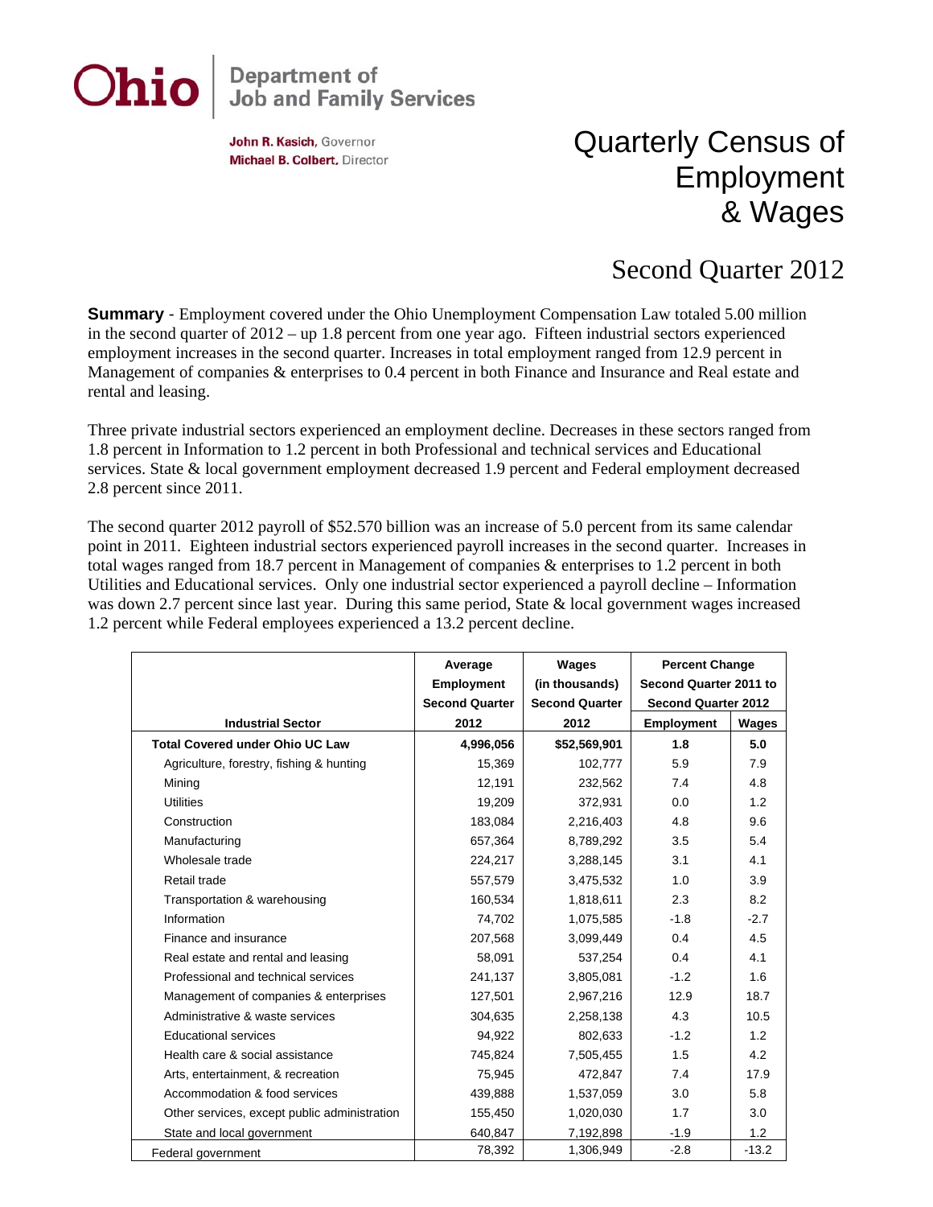Ohio | Department of Job and Family Services

**John R. Kasich**, Governor
**Michael B. Colbert**, Director

# Quarterly Census of Employment & Wages

## Second Quarter 2012

**Summary** - Employment covered under the Ohio Unemployment Compensation Law totaled 5.00 million in the second quarter of 2012 – up 1.8 percent from one year ago. Fifteen industrial sectors experienced employment increases in the second quarter. Increases in total employment ranged from 12.9 percent in Management of companies & enterprises to 0.4 percent in both Finance and Insurance and Real estate and rental and leasing.

Three private industrial sectors experienced an employment decline. Decreases in these sectors ranged from 1.8 percent in Information to 1.2 percent in both Professional and technical services and Educational services. State & local government employment decreased 1.9 percent and Federal employment decreased 2.8 percent since 2011.

The second quarter 2012 payroll of $52.570 billion was an increase of 5.0 percent from its same calendar point in 2011. Eighteen industrial sectors experienced payroll increases in the second quarter. Increases in total wages ranged from 18.7 percent in Management of companies & enterprises to 1.2 percent in both Utilities and Educational services. Only one industrial sector experienced a payroll decline – Information was down 2.7 percent since last year. During this same period, State & local government wages increased 1.2 percent while Federal employees experienced a 13.2 percent decline.

| Industrial Sector | Average Employment Second Quarter 2012 | Wages (in thousands) Second Quarter 2012 | Percent Change Second Quarter 2011 to Second Quarter 2012 | |
|---|---|---|---|---|
| | | | Employment | Wages |
| **Total Covered under Ohio UC Law** | **4,996,056** | **$52,569,901** | **1.8** | **5.0** |
| Agriculture, forestry, fishing & hunting | 15,369 | 102,777 | 5.9 | 7.9 |
| Mining | 12,191 | 232,562 | 7.4 | 4.8 |
| Utilities | 19,209 | 372,931 | 0.0 | 1.2 |
| Construction | 183,084 | 2,216,403 | 4.8 | 9.6 |
| Manufacturing | 657,364 | 8,789,292 | 3.5 | 5.4 |
| Wholesale trade | 224,217 | 3,288,145 | 3.1 | 4.1 |
| Retail trade | 557,579 | 3,475,532 | 1.0 | 3.9 |
| Transportation & warehousing | 160,534 | 1,818,611 | 2.3 | 8.2 |
| Information | 74,702 | 1,075,585 | -1.8 | -2.7 |
| Finance and insurance | 207,568 | 3,099,449 | 0.4 | 4.5 |
| Real estate and rental and leasing | 58,091 | 537,254 | 0.4 | 4.1 |
| Professional and technical services | 241,137 | 3,805,081 | -1.2 | 1.6 |
| Management of companies & enterprises | 127,501 | 2,967,216 | 12.9 | 18.7 |
| Administrative & waste services | 304,635 | 2,258,138 | 4.3 | 10.5 |
| Educational services | 94,922 | 802,633 | -1.2 | 1.2 |
| Health care & social assistance | 745,824 | 7,505,455 | 1.5 | 4.2 |
| Arts, entertainment, & recreation | 75,945 | 472,847 | 7.4 | 17.9 |
| Accommodation & food services | 439,888 | 1,537,059 | 3.0 | 5.8 |
| Other services, except public administration | 155,450 | 1,020,030 | 1.7 | 3.0 |
| State and local government | 640,847 | 7,192,898 | -1.9 | 1.2 |
| Federal government | 78,392 | 1,306,949 | -2.8 | -13.2 |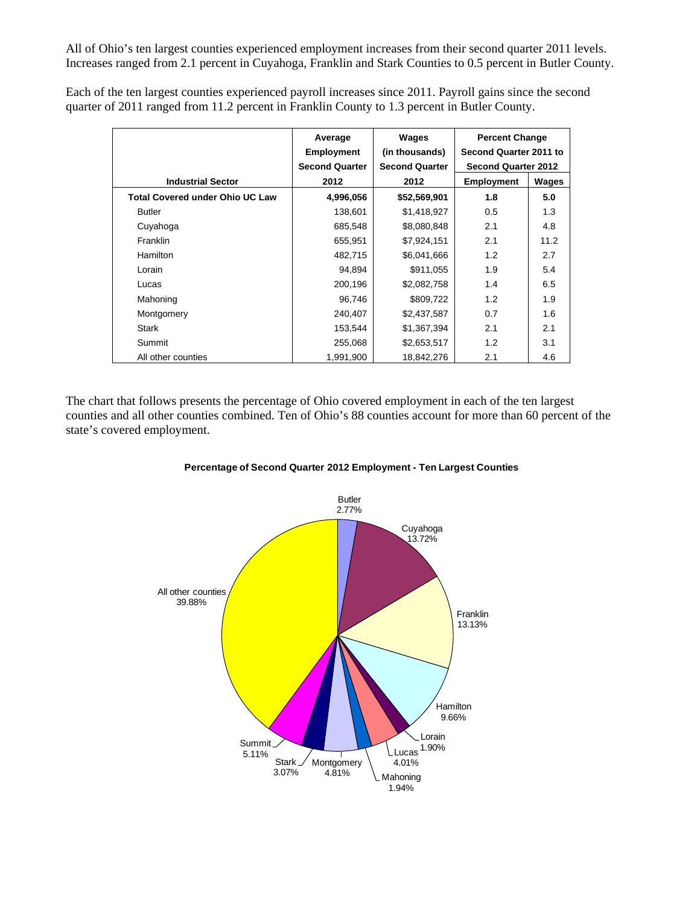All of Ohio's ten largest counties experienced employment increases from their second quarter 2011 levels. Increases ranged from 2.1 percent in Cuyahoga, Franklin and Stark Counties to 0.5 percent in Butler County.

Each of the ten largest counties experienced payroll increases since 2011. Payroll gains since the second quarter of 2011 ranged from 11.2 percent in Franklin County to 1.3 percent in Butler County.

| Industrial Sector | Average Employment Second Quarter 2012 | Wages (in thousands) Second Quarter 2012 | Percent Change Second Quarter 2011 to Second Quarter 2012 | |
|---|---|---|---|---|
| | | | Employment | Wages |
| **Total Covered under Ohio UC Law** | **4,996,056** | **$52,569,901** | **1.8** | **5.0** |
| Butler | 138,601 | $1,418,927 | 0.5 | 1.3 |
| Cuyahoga | 685,548 | $8,080,848 | 2.1 | 4.8 |
| Franklin | 655,951 | $7,924,151 | 2.1 | 11.2 |
| Hamilton | 482,715 | $6,041,666 | 1.2 | 2.7 |
| Lorain | 94,894 | $911,055 | 1.9 | 5.4 |
| Lucas | 200,196 | $2,082,758 | 1.4 | 6.5 |
| Mahoning | 96,746 | $809,722 | 1.2 | 1.9 |
| Montgomery | 240,407 | $2,437,587 | 0.7 | 1.6 |
| Stark | 153,544 | $1,367,394 | 2.1 | 2.1 |
| Summit | 255,068 | $2,653,517 | 1.2 | 3.1 |
| All other counties | 1,991,900 | 18,842,276 | 2.1 | 4.6 |

The chart that follows presents the percentage of Ohio covered employment in each of the ten largest counties and all other counties combined. Ten of Ohio's 88 counties account for more than 60 percent of the state's covered employment.

**Percentage of Second Quarter 2012 Employment - Ten Largest Counties**

| County | Percentage |
|---|---|
| Butler | 2.77% |
| Cuyahoga | 13.72% |
| Franklin | 13.13% |
| Hamilton | 9.66% |
| Lorain | 1.90% |
| Lucas | 4.01% |
| Mahoning | 1.94% |
| Montgomery | 4.81% |
| Stark | 3.07% |
| Summit | 5.11% |
| All other counties | 39.88% |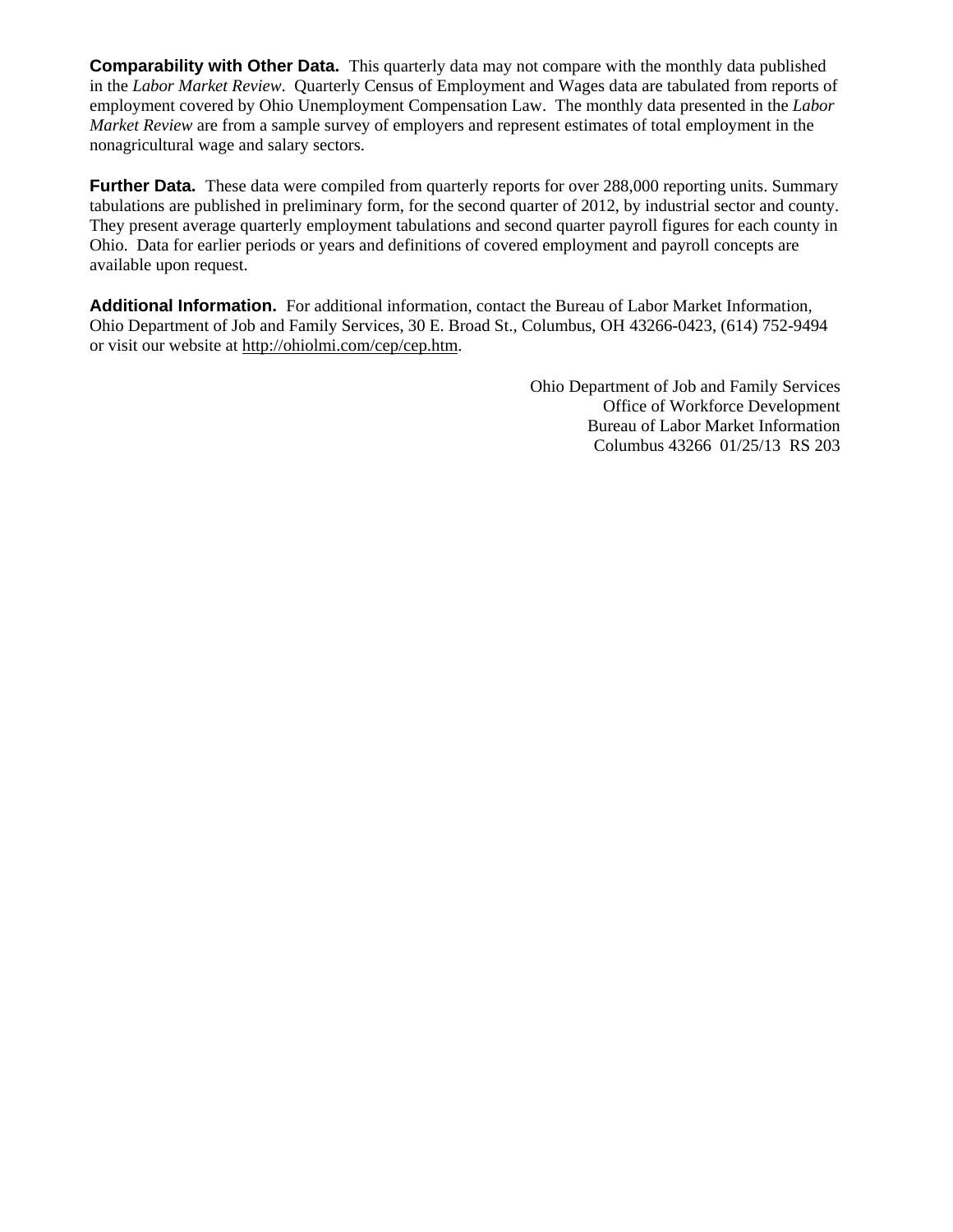**Comparability with Other Data.** This quarterly data may not compare with the monthly data published in the *Labor Market Review*. Quarterly Census of Employment and Wages data are tabulated from reports of employment covered by Ohio Unemployment Compensation Law. The monthly data presented in the *Labor Market Review* are from a sample survey of employers and represent estimates of total employment in the nonagricultural wage and salary sectors.

**Further Data.** These data were compiled from quarterly reports for over 288,000 reporting units. Summary tabulations are published in preliminary form, for the second quarter of 2012, by industrial sector and county. They present average quarterly employment tabulations and second quarter payroll figures for each county in Ohio. Data for earlier periods or years and definitions of covered employment and payroll concepts are available upon request.

**Additional Information.** For additional information, contact the Bureau of Labor Market Information, Ohio Department of Job and Family Services, 30 E. Broad St., Columbus, OH 43266-0423, (614) 752-9494 or visit our website at http://ohiolmi.com/cep/cep.htm.

Ohio Department of Job and Family Services
Office of Workforce Development
Bureau of Labor Market Information
Columbus 43266 01/25/13 RS 203